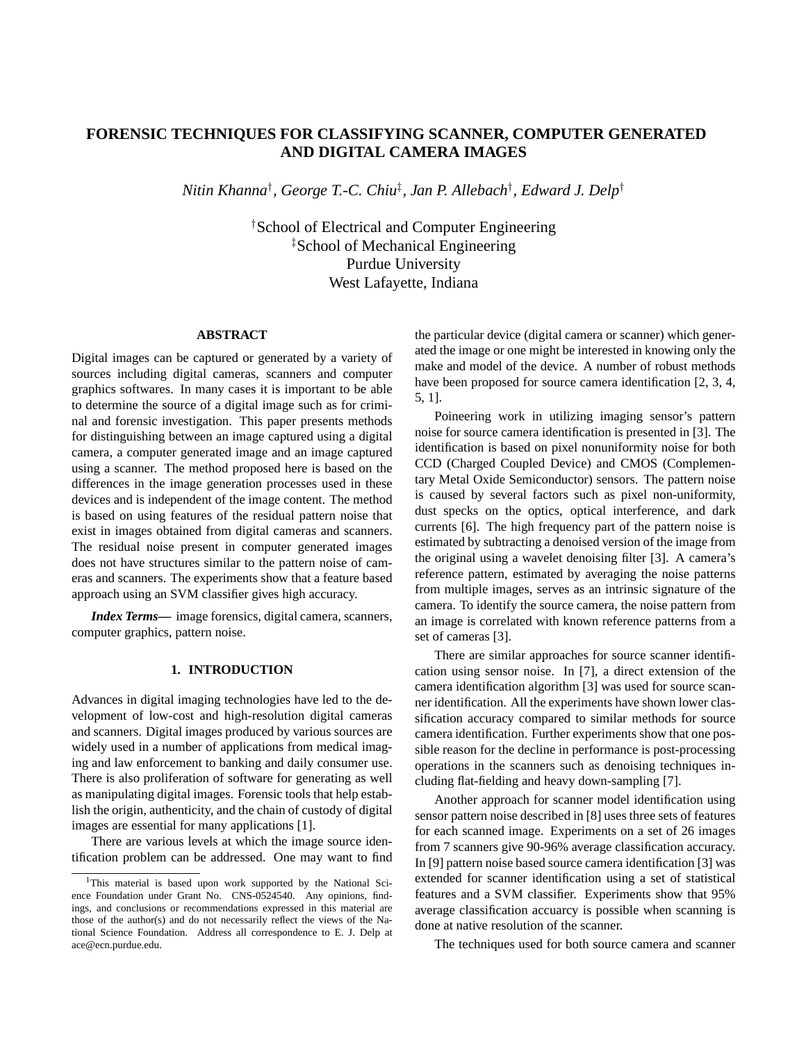# FORENSIC TECHNIQUES FOR CLASSIFYING SCANNER, COMPUTER GENERATED AND DIGITAL CAMERA IMAGES

*Nitin Khanna*[†], *George T.-C. Chiu*[‡], *Jan P. Allebach*[†], *Edward J. Delp*[†]

[†]School of Electrical and Computer Engineering
[‡]School of Mechanical Engineering
Purdue University
West Lafayette, Indiana

## ABSTRACT

Digital images can be captured or generated by a variety of sources including digital cameras, scanners and computer graphics softwares. In many cases it is important to be able to determine the source of a digital image such as for criminal and forensic investigation. This paper presents methods for distinguishing between an image captured using a digital camera, a computer generated image and an image captured using a scanner. The method proposed here is based on the differences in the image generation processes used in these devices and is independent of the image content. The method is based on using features of the residual pattern noise that exist in images obtained from digital cameras and scanners. The residual noise present in computer generated images does not have structures similar to the pattern noise of cameras and scanners. The experiments show that a feature based approach using an SVM classifier gives high accuracy.

***Index Terms*—** image forensics, digital camera, scanners, computer graphics, pattern noise.

## 1. INTRODUCTION

Advances in digital imaging technologies have led to the development of low-cost and high-resolution digital cameras and scanners. Digital images produced by various sources are widely used in a number of applications from medical imaging and law enforcement to banking and daily consumer use. There is also proliferation of software for generating as well as manipulating digital images. Forensic tools that help establish the origin, authenticity, and the chain of custody of digital images are essential for many applications [1].

There are various levels at which the image source identification problem can be addressed. One may want to find the particular device (digital camera or scanner) which generated the image or one might be interested in knowing only the make and model of the device. A number of robust methods have been proposed for source camera identification [2, 3, 4, 5, 1].

Poineering work in utilizing imaging sensor's pattern noise for source camera identification is presented in [3]. The identification is based on pixel nonuniformity noise for both CCD (Charged Coupled Device) and CMOS (Complementary Metal Oxide Semiconductor) sensors. The pattern noise is caused by several factors such as pixel non-uniformity, dust specks on the optics, optical interference, and dark currents [6]. The high frequency part of the pattern noise is estimated by subtracting a denoised version of the image from the original using a wavelet denoising filter [3]. A camera's reference pattern, estimated by averaging the noise patterns from multiple images, serves as an intrinsic signature of the camera. To identify the source camera, the noise pattern from an image is correlated with known reference patterns from a set of cameras [3].

There are similar approaches for source scanner identification using sensor noise. In [7], a direct extension of the camera identification algorithm [3] was used for source scanner identification. All the experiments have shown lower classification accuracy compared to similar methods for source camera identification. Further experiments show that one possible reason for the decline in performance is post-processing operations in the scanners such as denoising techniques including flat-fielding and heavy down-sampling [7].

Another approach for scanner model identification using sensor pattern noise described in [8] uses three sets of features for each scanned image. Experiments on a set of 26 images from 7 scanners give 90-96% average classification accuracy. In [9] pattern noise based source camera identification [3] was extended for scanner identification using a set of statistical features and a SVM classifier. Experiments show that 95% average classification accuarcy is possible when scanning is done at native resolution of the scanner.

The techniques used for both source camera and scanner

[1]This material is based upon work supported by the National Science Foundation under Grant No. CNS-0524540. Any opinions, findings, and conclusions or recommendations expressed in this material are those of the author(s) and do not necessarily reflect the views of the National Science Foundation. Address all correspondence to E. J. Delp at ace@ecn.purdue.edu.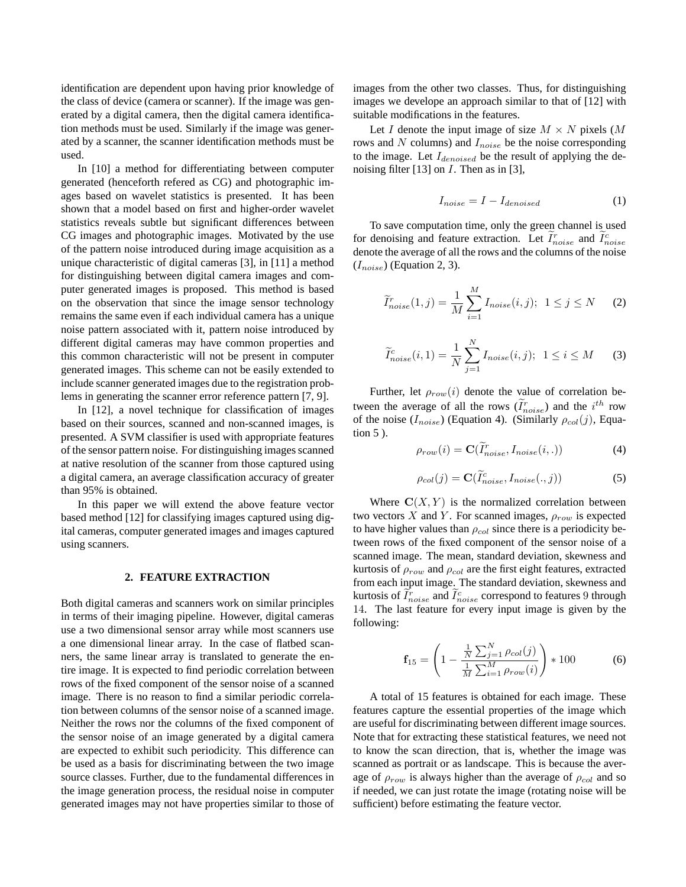identification are dependent upon having prior knowledge of the class of device (camera or scanner). If the image was generated by a digital camera, then the digital camera identification methods must be used. Similarly if the image was generated by a scanner, the scanner identification methods must be used.

In [10] a method for differentiating between computer generated (henceforth refered as CG) and photographic images based on wavelet statistics is presented. It has been shown that a model based on first and higher-order wavelet statistics reveals subtle but significant differences between CG images and photographic images. Motivated by the use of the pattern noise introduced during image acquisition as a unique characteristic of digital cameras [3], in [11] a method for distinguishing between digital camera images and computer generated images is proposed. This method is based on the observation that since the image sensor technology remains the same even if each individual camera has a unique noise pattern associated with it, pattern noise introduced by different digital cameras may have common properties and this common characteristic will not be present in computer generated images. This scheme can not be easily extended to include scanner generated images due to the registration problems in generating the scanner error reference pattern [7, 9].

In [12], a novel technique for classification of images based on their sources, scanned and non-scanned images, is presented. A SVM classifier is used with appropriate features of the sensor pattern noise. For distinguishing images scanned at native resolution of the scanner from those captured using a digital camera, an average classification accuracy of greater than 95% is obtained.

In this paper we will extend the above feature vector based method [12] for classifying images captured using digital cameras, computer generated images and images captured using scanners.

## 2. FEATURE EXTRACTION

Both digital cameras and scanners work on similar principles in terms of their imaging pipeline. However, digital cameras use a two dimensional sensor array while most scanners use a one dimensional linear array. In the case of flatbed scanners, the same linear array is translated to generate the entire image. It is expected to find periodic correlation between rows of the fixed component of the sensor noise of a scanned image. There is no reason to find a similar periodic correlation between columns of the sensor noise of a scanned image. Neither the rows nor the columns of the fixed component of the sensor noise of an image generated by a digital camera are expected to exhibit such periodicity. This difference can be used as a basis for discriminating between the two image source classes. Further, due to the fundamental differences in the image generation process, the residual noise in computer generated images may not have properties similar to those of images from the other two classes. Thus, for distinguishing images we develope an approach similar to that of [12] with suitable modifications in the features.

Let $I$ denote the input image of size $M \times N$ pixels ($M$ rows and $N$ columns) and $I_{noise}$ be the noise corresponding to the image. Let $I_{denoised}$ be the result of applying the denoising filter [13] on $I$. Then as in [3],

$$I_{noise} = I - I_{denoised} \tag{1}$$

To save computation time, only the green channel is used for denoising and feature extraction. Let $\widetilde{I}^{r}_{noise}$ and $\widetilde{I}^{c}_{noise}$ denote the average of all the rows and the columns of the noise ($I_{noise}$) (Equation 2, 3).

$$\widetilde{I}^{r}_{noise}(1, j) = \frac{1}{M}\sum_{i=1}^{M} I_{noise}(i, j); \;\; 1 \leq j \leq N \tag{2}$$

$$\widetilde{I}^{c}_{noise}(i, 1) = \frac{1}{N}\sum_{j=1}^{N} I_{noise}(i, j); \;\; 1 \leq i \leq M \tag{3}$$

Further, let $\rho_{row}(i)$ denote the value of correlation between the average of all the rows ($\widetilde{I}^{r}_{noise}$) and the $i^{th}$ row of the noise ($I_{noise}$) (Equation 4). (Similarly $\rho_{col}(j)$, Equation 5 ).

$$\rho_{row}(i) = \mathbf{C}(\widetilde{I}^{r}_{noise}, I_{noise}(i, .)) \tag{4}$$

$$\rho_{col}(j) = \mathbf{C}(\widetilde{I}^{c}_{noise}, I_{noise}(., j)) \tag{5}$$

Where $\mathbf{C}(X, Y)$ is the normalized correlation between two vectors $X$ and $Y$. For scanned images, $\rho_{row}$ is expected to have higher values than $\rho_{col}$ since there is a periodicity between rows of the fixed component of the sensor noise of a scanned image. The mean, standard deviation, skewness and kurtosis of $\rho_{row}$ and $\rho_{col}$ are the first eight features, extracted from each input image. The standard deviation, skewness and kurtosis of $\widetilde{I}^{r}_{noise}$ and $\widetilde{I}^{c}_{noise}$ correspond to features $9$ through $14$. The last feature for every input image is given by the following:

$$\mathbf{f}_{15} = \left(1 - \frac{\frac{1}{N}\sum_{j=1}^{N}\rho_{col}(j)}{\frac{1}{M}\sum_{i=1}^{M}\rho_{row}(i)}\right) * 100 \tag{6}$$

A total of 15 features is obtained for each image. These features capture the essential properties of the image which are useful for discriminating between different image sources. Note that for extracting these statistical features, we need not to know the scan direction, that is, whether the image was scanned as portrait or as landscape. This is because the average of $\rho_{row}$ is always higher than the average of $\rho_{col}$ and so if needed, we can just rotate the image (rotating noise will be sufficient) before estimating the feature vector.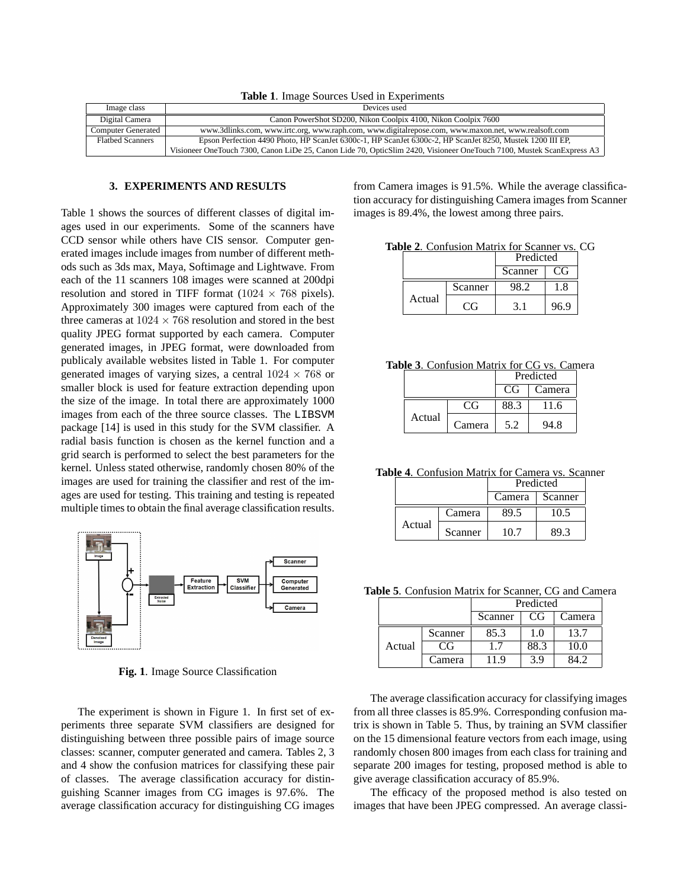**Table 1**. Image Sources Used in Experiments

| Image class | Devices used |
|---|---|
| Digital Camera | Canon PowerShot SD200, Nikon Coolpix 4100, Nikon Coolpix 7600 |
| Computer Generated | www.3dlinks.com, www.irtc.org, www.raph.com, www.digitalrepose.com, www.maxon.net, www.realsoft.com |
| Flatbed Scanners | Epson Perfection 4490 Photo, HP ScanJet 6300c-1, HP ScanJet 6300c-2, HP ScanJet 8250, Mustek 1200 III EP, Visioneer OneTouch 7300, Canon LiDe 25, Canon Lide 70, OpticSlim 2420, Visioneer OneTouch 7100, Mustek ScanExpress A3 |

## 3. EXPERIMENTS AND RESULTS

Table 1 shows the sources of different classes of digital images used in our experiments. Some of the scanners have CCD sensor while others have CIS sensor. Computer generated images include images from number of different methods such as 3ds max, Maya, Softimage and Lightwave. From each of the 11 scanners 108 images were scanned at 200dpi resolution and stored in TIFF format ($1024 \times 768$ pixels). Approximately 300 images were captured from each of the three cameras at $1024 \times 768$ resolution and stored in the best quality JPEG format supported by each camera. Computer generated images, in JPEG format, were downloaded from publicaly available websites listed in Table 1. For computer generated images of varying sizes, a central $1024 \times 768$ or smaller block is used for feature extraction depending upon the size of the image. In total there are approximately 1000 images from each of the three source classes. The LIBSVM package [14] is used in this study for the SVM classifier. A radial basis function is chosen as the kernel function and a grid search is performed to select the best parameters for the kernel. Unless stated otherwise, randomly chosen 80% of the images are used for training the classifier and rest of the images are used for testing. This training and testing is repeated multiple times to obtain the final average classification results.

**Fig. 1**. Image Source Classification

The experiment is shown in Figure 1. In first set of experiments three separate SVM classifiers are designed for distinguishing between three possible pairs of image source classes: scanner, computer generated and camera. Tables 2, 3 and 4 show the confusion matrices for classifying these pair of classes. The average classification accuracy for distinguishing Scanner images from CG images is 97.6%. The average classification accuracy for distinguishing CG images from Camera images is 91.5%. While the average classification accuracy for distinguishing Camera images from Scanner images is 89.4%, the lowest among three pairs.

**Table 2**. Confusion Matrix for Scanner vs. CG

| | | Predicted | |
|---|---|---|---|
| | | Scanner | CG |
| Actual | Scanner | 98.2 | 1.8 |
| | CG | 3.1 | 96.9 |

**Table 3**. Confusion Matrix for CG vs. Camera

| | | Predicted | |
|---|---|---|---|
| | | CG | Camera |
| Actual | CG | 88.3 | 11.6 |
| | Camera | 5.2 | 94.8 |

**Table 4**. Confusion Matrix for Camera vs. Scanner

| | | Predicted | |
|---|---|---|---|
| | | Camera | Scanner |
| Actual | Camera | 89.5 | 10.5 |
| | Scanner | 10.7 | 89.3 |

**Table 5**. Confusion Matrix for Scanner, CG and Camera

| | | Predicted | | |
|---|---|---|---|---|
| | | Scanner | CG | Camera |
| Actual | Scanner | 85.3 | 1.0 | 13.7 |
| | CG | 1.7 | 88.3 | 10.0 |
| | Camera | 11.9 | 3.9 | 84.2 |

The average classification accuracy for classifying images from all three classes is 85.9%. Corresponding confusion matrix is shown in Table 5. Thus, by training an SVM classifier on the 15 dimensional feature vectors from each image, using randomly chosen 800 images from each class for training and separate 200 images for testing, proposed method is able to give average classification accuracy of 85.9%.

The efficacy of the proposed method is also tested on images that have been JPEG compressed. An average classi-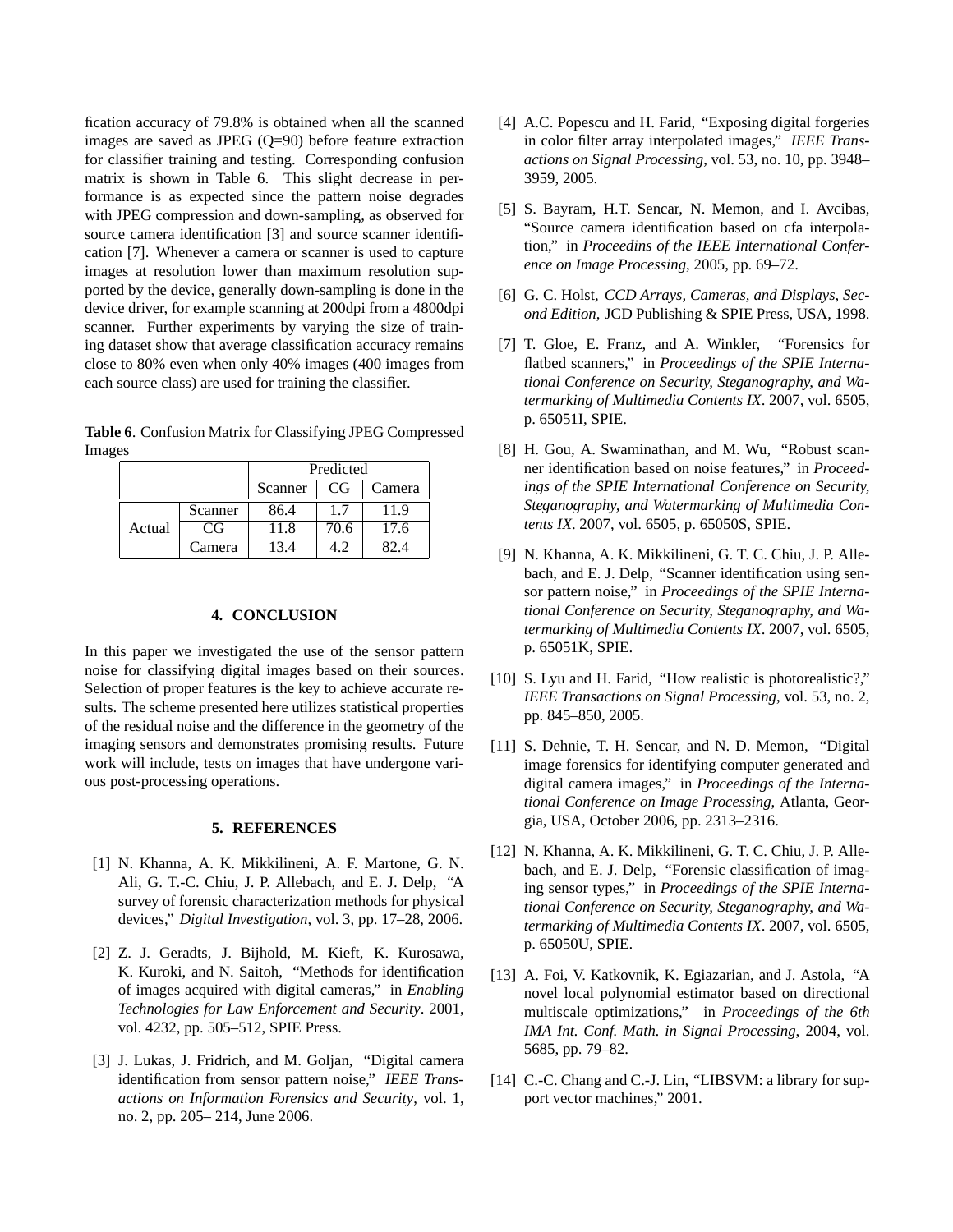fication accuracy of 79.8% is obtained when all the scanned images are saved as JPEG (Q=90) before feature extraction for classifier training and testing. Corresponding confusion matrix is shown in Table 6. This slight decrease in performance is as expected since the pattern noise degrades with JPEG compression and down-sampling, as observed for source camera identification [3] and source scanner identification [7]. Whenever a camera or scanner is used to capture images at resolution lower than maximum resolution supported by the device, generally down-sampling is done in the device driver, for example scanning at 200dpi from a 4800dpi scanner. Further experiments by varying the size of training dataset show that average classification accuracy remains close to 80% even when only 40% images (400 images from each source class) are used for training the classifier.

**Table 6**. Confusion Matrix for Classifying JPEG Compressed Images

| | | Predicted | | |
|---|---|---|---|---|
| | | Scanner | CG | Camera |
| Actual | Scanner | 86.4 | 1.7 | 11.9 |
| | CG | 11.8 | 70.6 | 17.6 |
| | Camera | 13.4 | 4.2 | 82.4 |

## 4. CONCLUSION

In this paper we investigated the use of the sensor pattern noise for classifying digital images based on their sources. Selection of proper features is the key to achieve accurate results. The scheme presented here utilizes statistical properties of the residual noise and the difference in the geometry of the imaging sensors and demonstrates promising results. Future work will include, tests on images that have undergone various post-processing operations.

## 5. REFERENCES

[1] N. Khanna, A. K. Mikkilineni, A. F. Martone, G. N. Ali, G. T.-C. Chiu, J. P. Allebach, and E. J. Delp, "A survey of forensic characterization methods for physical devices," *Digital Investigation*, vol. 3, pp. 17–28, 2006.

[2] Z. J. Geradts, J. Bijhold, M. Kieft, K. Kurosawa, K. Kuroki, and N. Saitoh, "Methods for identification of images acquired with digital cameras," in *Enabling Technologies for Law Enforcement and Security*. 2001, vol. 4232, pp. 505–512, SPIE Press.

[3] J. Lukas, J. Fridrich, and M. Goljan, "Digital camera identification from sensor pattern noise," *IEEE Transactions on Information Forensics and Security*, vol. 1, no. 2, pp. 205– 214, June 2006.

[4] A.C. Popescu and H. Farid, "Exposing digital forgeries in color filter array interpolated images," *IEEE Transactions on Signal Processing*, vol. 53, no. 10, pp. 3948–3959, 2005.

[5] S. Bayram, H.T. Sencar, N. Memon, and I. Avcibas, "Source camera identification based on cfa interpolation," in *Proceedins of the IEEE International Conference on Image Processing*, 2005, pp. 69–72.

[6] G. C. Holst, *CCD Arrays, Cameras, and Displays, Second Edition*, JCD Publishing & SPIE Press, USA, 1998.

[7] T. Gloe, E. Franz, and A. Winkler, "Forensics for flatbed scanners," in *Proceedings of the SPIE International Conference on Security, Steganography, and Watermarking of Multimedia Contents IX*. 2007, vol. 6505, p. 65051I, SPIE.

[8] H. Gou, A. Swaminathan, and M. Wu, "Robust scanner identification based on noise features," in *Proceedings of the SPIE International Conference on Security, Steganography, and Watermarking of Multimedia Contents IX*. 2007, vol. 6505, p. 65050S, SPIE.

[9] N. Khanna, A. K. Mikkilineni, G. T. C. Chiu, J. P. Allebach, and E. J. Delp, "Scanner identification using sensor pattern noise," in *Proceedings of the SPIE International Conference on Security, Steganography, and Watermarking of Multimedia Contents IX*. 2007, vol. 6505, p. 65051K, SPIE.

[10] S. Lyu and H. Farid, "How realistic is photorealistic?," *IEEE Transactions on Signal Processing*, vol. 53, no. 2, pp. 845–850, 2005.

[11] S. Dehnie, T. H. Sencar, and N. D. Memon, "Digital image forensics for identifying computer generated and digital camera images," in *Proceedings of the International Conference on Image Processing*, Atlanta, Georgia, USA, October 2006, pp. 2313–2316.

[12] N. Khanna, A. K. Mikkilineni, G. T. C. Chiu, J. P. Allebach, and E. J. Delp, "Forensic classification of imaging sensor types," in *Proceedings of the SPIE International Conference on Security, Steganography, and Watermarking of Multimedia Contents IX*. 2007, vol. 6505, p. 65050U, SPIE.

[13] A. Foi, V. Katkovnik, K. Egiazarian, and J. Astola, "A novel local polynomial estimator based on directional multiscale optimizations," in *Proceedings of the 6th IMA Int. Conf. Math. in Signal Processing*, 2004, vol. 5685, pp. 79–82.

[14] C.-C. Chang and C.-J. Lin, "LIBSVM: a library for support vector machines," 2001.